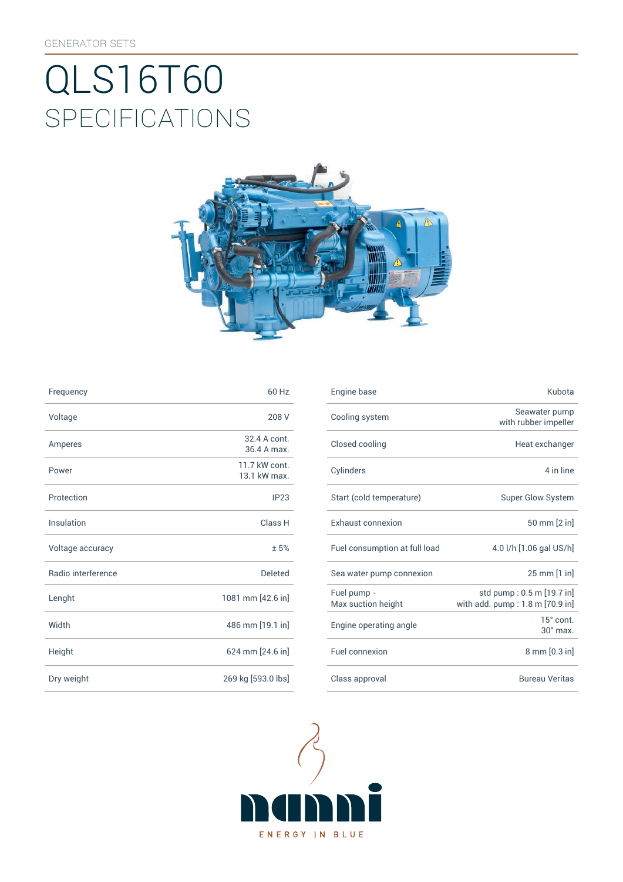GENERATOR SETS

# QLS16T60

## SPECIFICATIONS

| | |
|---|---|
| Frequency | 60 Hz |
| Voltage | 208 V |
| Amperes | 32.4 A cont.<br>36.4 A max. |
| Power | 11.7 kW cont.<br>13.1 kW max. |
| Protection | IP23 |
| Insulation | Class H |
| Voltage accuracy | ± 5% |
| Radio interference | Deleted |
| Lenght | 1081 mm [42.6 in] |
| Width | 486 mm [19.1 in] |
| Height | 624 mm [24.6 in] |
| Dry weight | 269 kg [593.0 lbs] |

| | |
|---|---|
| Engine base | Kubota |
| Cooling system | Seawater pump<br>with rubber impeller |
| Closed cooling | Heat exchanger |
| Cylinders | 4 in line |
| Start (cold temperature) | Super Glow System |
| Exhaust connexion | 50 mm [2 in] |
| Fuel consumption at full load | 4.0 l/h [1.06 gal US/h] |
| Sea water pump connexion | 25 mm [1 in] |
| Fuel pump -<br>Max suction height | std pump : 0.5 m [19.7 in]<br>with add. pump : 1.8 m [70.9 in] |
| Engine operating angle | 15° cont.<br>30° max. |
| Fuel connexion | 8 mm [0.3 in] |
| Class approval | Bureau Veritas |

nanni

ENERGY IN BLUE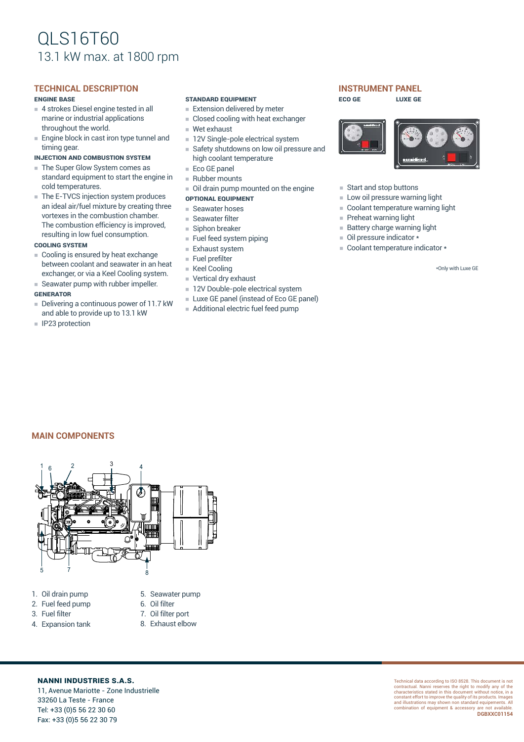# QLS16T60

13.1 kW max. at 1800 rpm

## TECHNICAL DESCRIPTION

### ENGINE BASE

- 4 strokes Diesel engine tested in all marine or industrial applications throughout the world.
- Engine block in cast iron type tunnel and timing gear.

### INJECTION AND COMBUSTION SYSTEM

- The Super Glow System comes as standard equipment to start the engine in cold temperatures.
- The E-TVCS injection system produces an ideal air/fuel mixture by creating three vortexes in the combustion chamber. The combustion efficiency is improved, resulting in low fuel consumption.

### COOLING SYSTEM

- Cooling is ensured by heat exchange between coolant and seawater in an heat exchanger, or via a Keel Cooling system.
- Seawater pump with rubber impeller.

### GENERATOR

- Delivering a continuous power of 11.7 kW and able to provide up to 13.1 kW
- IP23 protection

### STANDARD EQUIPMENT

- Extension delivered by meter
- Closed cooling with heat exchanger
- Wet exhaust
- 12V Single-pole electrical system
- Safety shutdowns on low oil pressure and high coolant temperature
- Eco GE panel
- Rubber mounts
- Oil drain pump mounted on the engine

### OPTIONAL EQUIPMENT

- Seawater hoses
- Seawater filter
- Siphon breaker
- Fuel feed system piping
- Exhaust system
- Fuel prefilter
- Keel Cooling
- Vertical dry exhaust
- 12V Double-pole electrical system
- Luxe GE panel (instead of Eco GE panel)
- Additional electric fuel feed pump

## INSTRUMENT PANEL

ECO GE

LUXE GE

- Start and stop buttons
- Low oil pressure warning light
- Coolant temperature warning light
- Preheat warning light
- Battery charge warning light
- Oil pressure indicator *
- Coolant temperature indicator *

*Only with Luxe GE

## MAIN COMPONENTS

1. Oil drain pump
2. Fuel feed pump
3. Fuel filter
4. Expansion tank
5. Seawater pump
6. Oil filter
7. Oil filter port
8. Exhaust elbow

**NANNI INDUSTRIES S.A.S.**
11, Avenue Mariotte - Zone Industrielle
33260 La Teste - France
Tel: +33 (0)5 56 22 30 60
Fax: +33 (0)5 56 22 30 79

Technical data according to ISO 8528. This document is not contractual. Nanni reserves the right to modify any of the characteristics stated in this document without notice, in a constant effort to improve the quality of its products. Images and illustrations may shown non standard equipements. All combination of equipment & accessory are not available.
**DGBXXC01154**